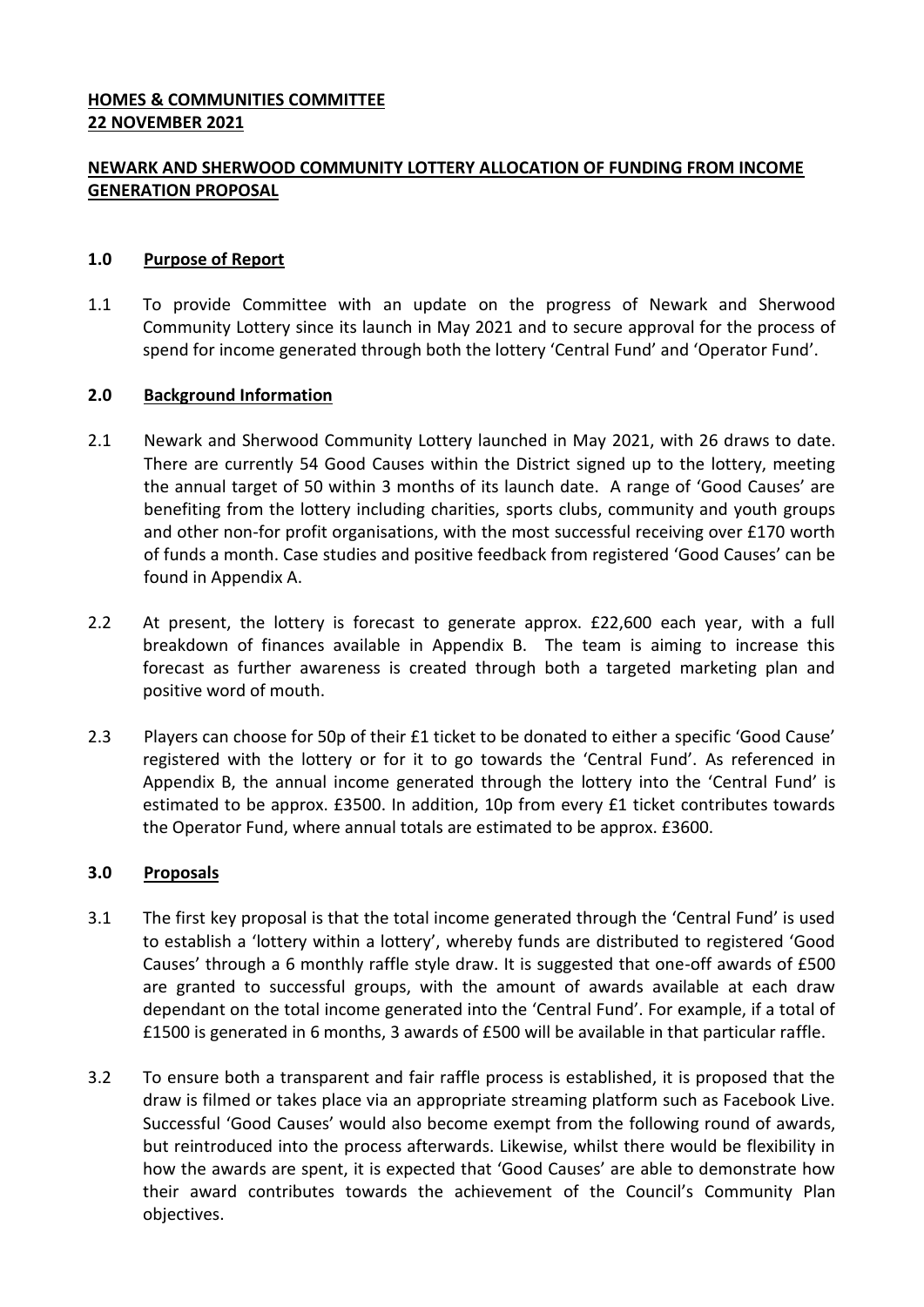**HOMES & COMMUNITIES COMMITTEE**
**22 NOVEMBER 2021**

**NEWARK AND SHERWOOD COMMUNITY LOTTERY ALLOCATION OF FUNDING FROM INCOME GENERATION PROPOSAL**

## 1.0 Purpose of Report

1.1 To provide Committee with an update on the progress of Newark and Sherwood Community Lottery since its launch in May 2021 and to secure approval for the process of spend for income generated through both the lottery 'Central Fund' and 'Operator Fund'.

## 2.0 Background Information

2.1 Newark and Sherwood Community Lottery launched in May 2021, with 26 draws to date. There are currently 54 Good Causes within the District signed up to the lottery, meeting the annual target of 50 within 3 months of its launch date. A range of 'Good Causes' are benefiting from the lottery including charities, sports clubs, community and youth groups and other non-for profit organisations, with the most successful receiving over £170 worth of funds a month. Case studies and positive feedback from registered 'Good Causes' can be found in Appendix A.

2.2 At present, the lottery is forecast to generate approx. £22,600 each year, with a full breakdown of finances available in Appendix B. The team is aiming to increase this forecast as further awareness is created through both a targeted marketing plan and positive word of mouth.

2.3 Players can choose for 50p of their £1 ticket to be donated to either a specific 'Good Cause' registered with the lottery or for it to go towards the 'Central Fund'. As referenced in Appendix B, the annual income generated through the lottery into the 'Central Fund' is estimated to be approx. £3500. In addition, 10p from every £1 ticket contributes towards the Operator Fund, where annual totals are estimated to be approx. £3600.

## 3.0 Proposals

3.1 The first key proposal is that the total income generated through the 'Central Fund' is used to establish a 'lottery within a lottery', whereby funds are distributed to registered 'Good Causes' through a 6 monthly raffle style draw. It is suggested that one-off awards of £500 are granted to successful groups, with the amount of awards available at each draw dependant on the total income generated into the 'Central Fund'. For example, if a total of £1500 is generated in 6 months, 3 awards of £500 will be available in that particular raffle.

3.2 To ensure both a transparent and fair raffle process is established, it is proposed that the draw is filmed or takes place via an appropriate streaming platform such as Facebook Live. Successful 'Good Causes' would also become exempt from the following round of awards, but reintroduced into the process afterwards. Likewise, whilst there would be flexibility in how the awards are spent, it is expected that 'Good Causes' are able to demonstrate how their award contributes towards the achievement of the Council's Community Plan objectives.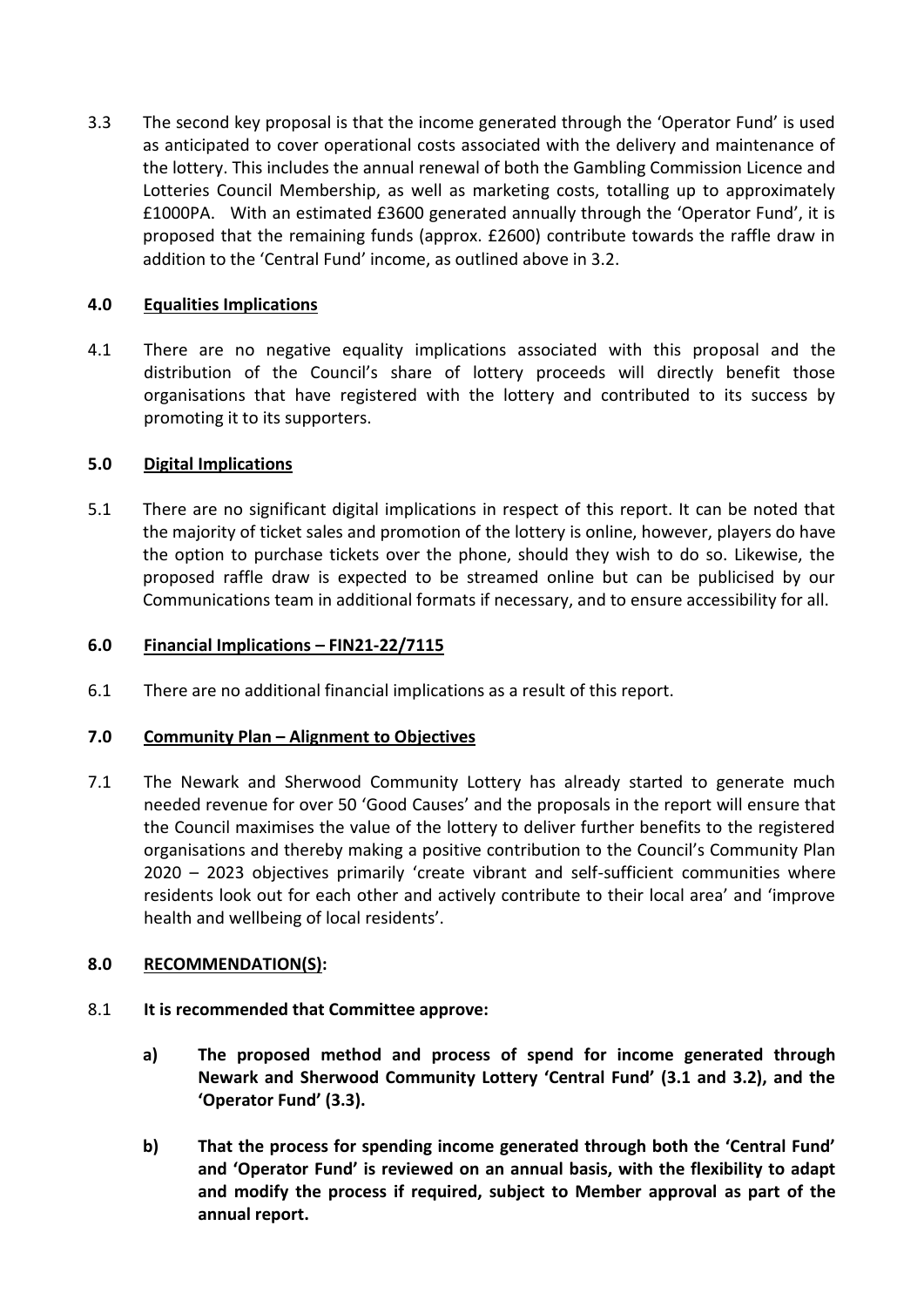3.3 The second key proposal is that the income generated through the 'Operator Fund' is used as anticipated to cover operational costs associated with the delivery and maintenance of the lottery. This includes the annual renewal of both the Gambling Commission Licence and Lotteries Council Membership, as well as marketing costs, totalling up to approximately £1000PA. With an estimated £3600 generated annually through the 'Operator Fund', it is proposed that the remaining funds (approx. £2600) contribute towards the raffle draw in addition to the 'Central Fund' income, as outlined above in 3.2.

## 4.0 Equalities Implications

4.1 There are no negative equality implications associated with this proposal and the distribution of the Council's share of lottery proceeds will directly benefit those organisations that have registered with the lottery and contributed to its success by promoting it to its supporters.

## 5.0 Digital Implications

5.1 There are no significant digital implications in respect of this report. It can be noted that the majority of ticket sales and promotion of the lottery is online, however, players do have the option to purchase tickets over the phone, should they wish to do so. Likewise, the proposed raffle draw is expected to be streamed online but can be publicised by our Communications team in additional formats if necessary, and to ensure accessibility for all.

## 6.0 Financial Implications – FIN21-22/7115

6.1 There are no additional financial implications as a result of this report.

## 7.0 Community Plan – Alignment to Objectives

7.1 The Newark and Sherwood Community Lottery has already started to generate much needed revenue for over 50 'Good Causes' and the proposals in the report will ensure that the Council maximises the value of the lottery to deliver further benefits to the registered organisations and thereby making a positive contribution to the Council's Community Plan 2020 – 2023 objectives primarily 'create vibrant and self-sufficient communities where residents look out for each other and actively contribute to their local area' and 'improve health and wellbeing of local residents'.

## 8.0 RECOMMENDATION(S):

8.1 **It is recommended that Committee approve:**

**a) The proposed method and process of spend for income generated through Newark and Sherwood Community Lottery 'Central Fund' (3.1 and 3.2), and the 'Operator Fund' (3.3).**

**b) That the process for spending income generated through both the 'Central Fund' and 'Operator Fund' is reviewed on an annual basis, with the flexibility to adapt and modify the process if required, subject to Member approval as part of the annual report.**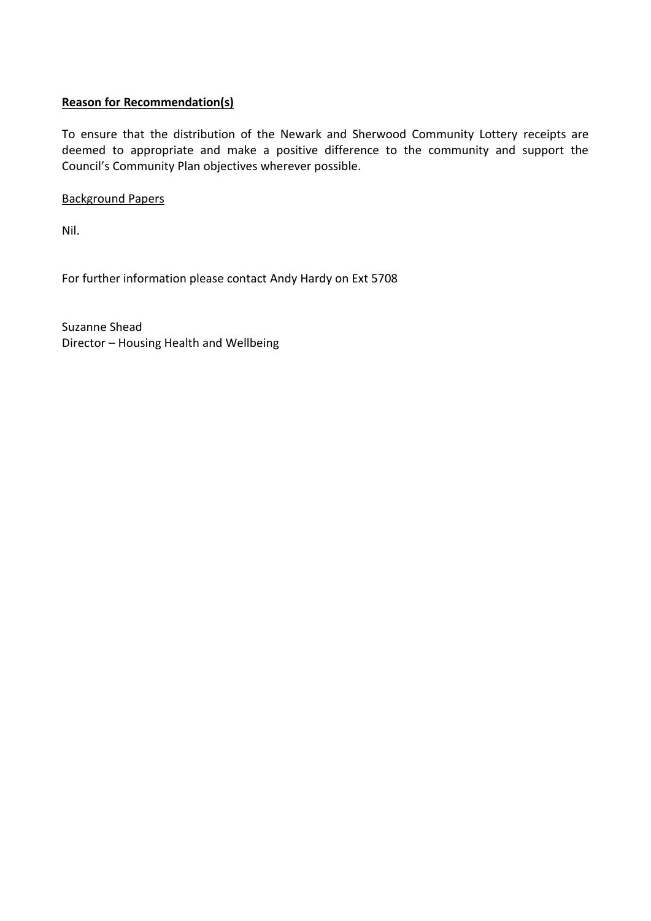**Reason for Recommendation(s)**

To ensure that the distribution of the Newark and Sherwood Community Lottery receipts are deemed to appropriate and make a positive difference to the community and support the Council's Community Plan objectives wherever possible.

Background Papers

Nil.

For further information please contact Andy Hardy on Ext 5708

Suzanne Shead
Director – Housing Health and Wellbeing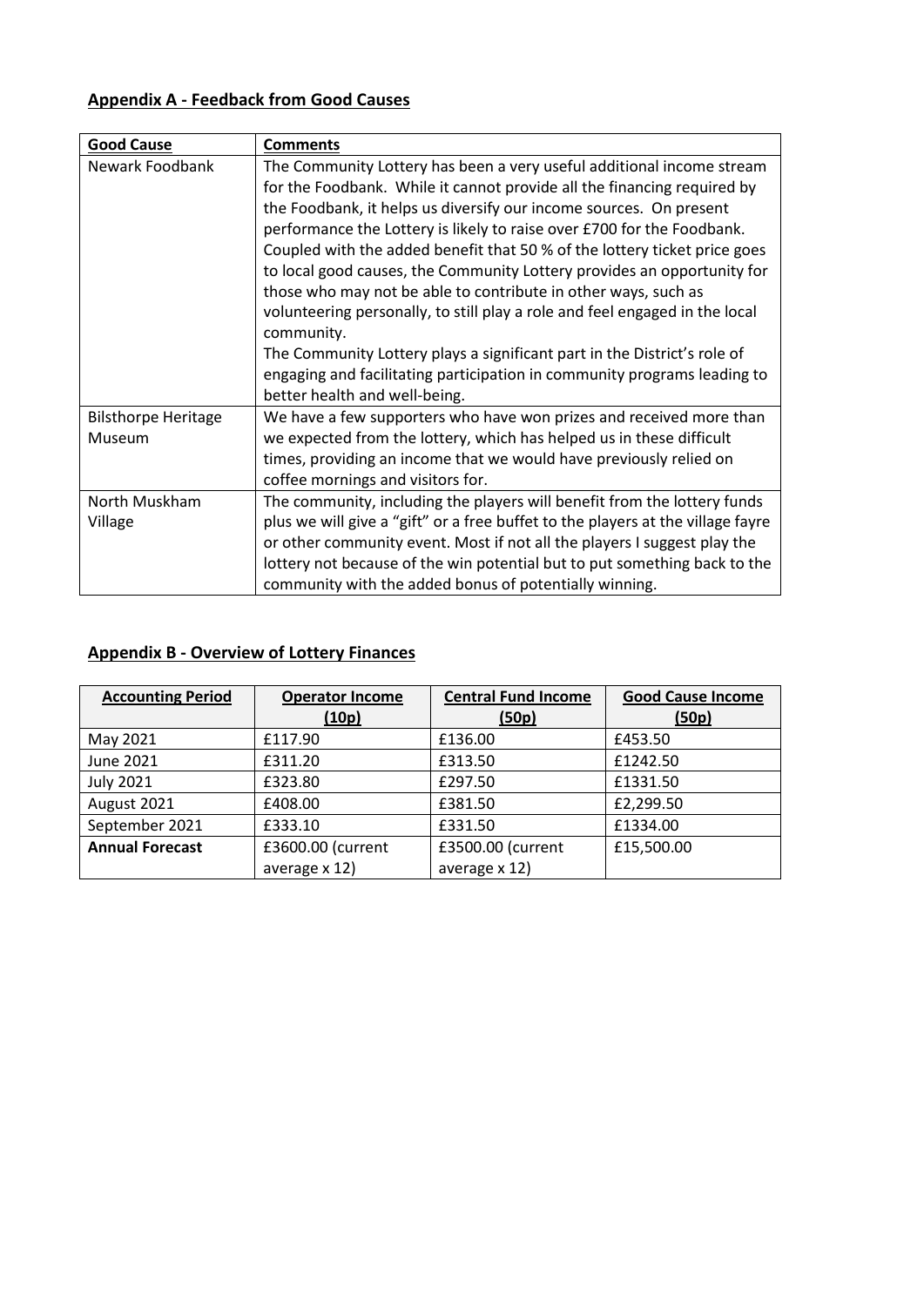**Appendix A - Feedback from Good Causes**

| Good Cause | Comments |
|---|---|
| Newark Foodbank | The Community Lottery has been a very useful additional income stream for the Foodbank. While it cannot provide all the financing required by the Foodbank, it helps us diversify our income sources. On present performance the Lottery is likely to raise over £700 for the Foodbank. Coupled with the added benefit that 50 % of the lottery ticket price goes to local good causes, the Community Lottery provides an opportunity for those who may not be able to contribute in other ways, such as volunteering personally, to still play a role and feel engaged in the local community.<br>The Community Lottery plays a significant part in the District's role of engaging and facilitating participation in community programs leading to better health and well-being. |
| Bilsthorpe Heritage Museum | We have a few supporters who have won prizes and received more than we expected from the lottery, which has helped us in these difficult times, providing an income that we would have previously relied on coffee mornings and visitors for. |
| North Muskham Village | The community, including the players will benefit from the lottery funds plus we will give a "gift" or a free buffet to the players at the village fayre or other community event. Most if not all the players I suggest play the lottery not because of the win potential but to put something back to the community with the added bonus of potentially winning. |

**Appendix B - Overview of Lottery Finances**

| Accounting Period | Operator Income (10p) | Central Fund Income (50p) | Good Cause Income (50p) |
|---|---|---|---|
| May 2021 | £117.90 | £136.00 | £453.50 |
| June 2021 | £311.20 | £313.50 | £1242.50 |
| July 2021 | £323.80 | £297.50 | £1331.50 |
| August 2021 | £408.00 | £381.50 | £2,299.50 |
| September 2021 | £333.10 | £331.50 | £1334.00 |
| **Annual Forecast** | £3600.00 (current average x 12) | £3500.00 (current average x 12) | £15,500.00 |